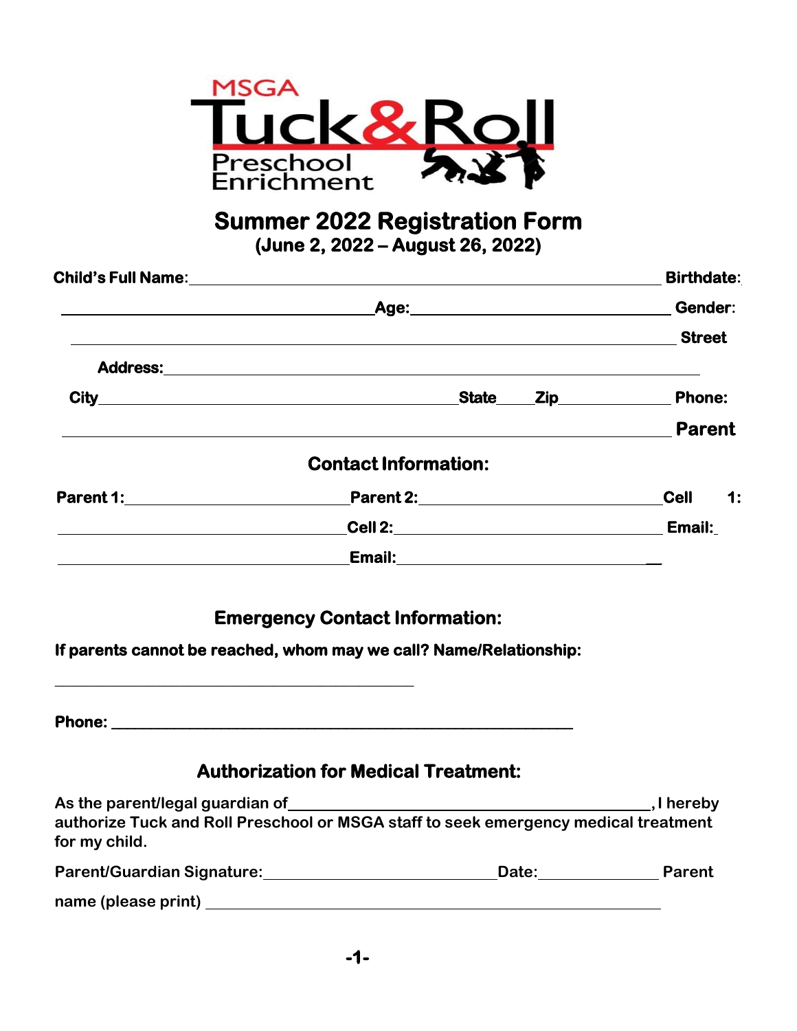MSGA
Tuck&Roll
Preschool Enrichment

# Summer 2022 Registration Form
**(June 2, 2022 – August 26, 2022)**

**Child's Full Name:** ______________________________ **Birthdate:** ______________________________ **Age:** ______________________________ **Gender:** ______________________________ **Street Address:** ______________________________

**City** ______________________________ **State** ____ **Zip** ____________ **Phone:** ______________________________

**Parent Contact Information:**

**Parent 1:** ______________________ **Parent 2:** ______________________ **Cell 1:** ______________________ **Cell 2:** ______________________ **Email:** ______________________ **Email:** ______________________

## Emergency Contact Information:

**If parents cannot be reached, whom may we call? Name/Relationship:**

______________________________________________

**Phone:** ______________________________________________

## Authorization for Medical Treatment:

As the parent/legal guardian of ______________________________, I hereby authorize Tuck and Roll Preschool or MSGA staff to seek emergency medical treatment for my child.

Parent/Guardian Signature: ______________________ Date: ____________ Parent name (please print) ______________________________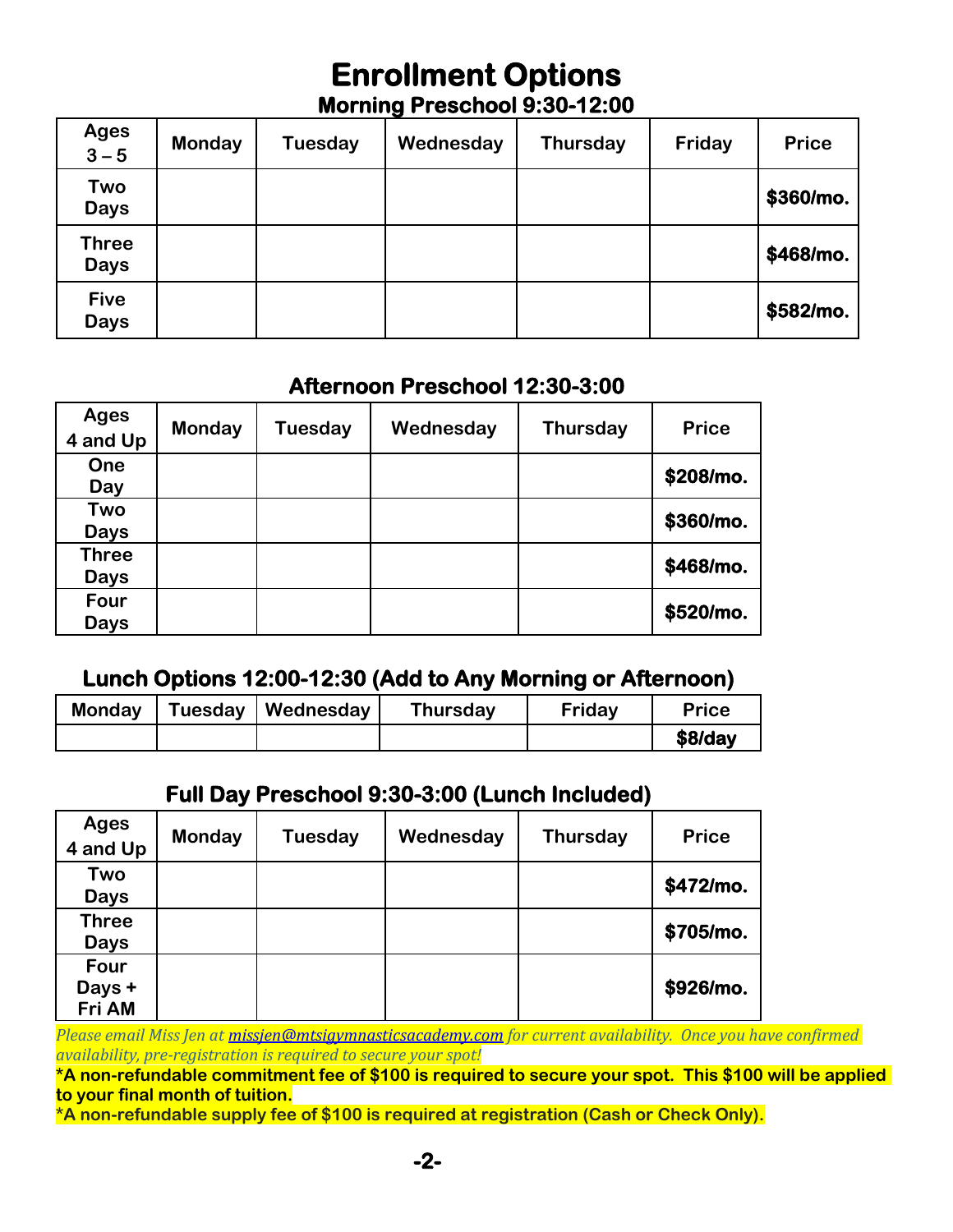# Enrollment Options

## Morning Preschool 9:30-12:00

| Ages 3 – 5 | Monday | Tuesday | Wednesday | Thursday | Friday | Price |
|---|---|---|---|---|---|---|
| Two Days | | | | | | **$360/mo.** |
| Three Days | | | | | | **$468/mo.** |
| Five Days | | | | | | **$582/mo.** |

## Afternoon Preschool 12:30-3:00

| Ages 4 and Up | Monday | Tuesday | Wednesday | Thursday | Price |
|---|---|---|---|---|---|
| One Day | | | | | **$208/mo.** |
| Two Days | | | | | **$360/mo.** |
| Three Days | | | | | **$468/mo.** |
| Four Days | | | | | **$520/mo.** |

## Lunch Options 12:00-12:30 (Add to Any Morning or Afternoon)

| Monday | Tuesday | Wednesday | Thursday | Friday | Price |
|---|---|---|---|---|---|
| | | | | | **$8/day** |

## Full Day Preschool 9:30-3:00 (Lunch Included)

| Ages 4 and Up | Monday | Tuesday | Wednesday | Thursday | Price |
|---|---|---|---|---|---|
| Two Days | | | | | **$472/mo.** |
| Three Days | | | | | **$705/mo.** |
| Four Days + Fri AM | | | | | **$926/mo.** |

*Please email Miss Jen at [missjen@mtsigymnasticsacademy.com](mailto:missjen@mtsigymnasticsacademy.com) for current availability. Once you have confirmed availability, pre-registration is required to secure your spot!*

**\*A non-refundable commitment fee of $100 is required to secure your spot. This $100 will be applied to your final month of tuition.**

**\*A non-refundable supply fee of $100 is required at registration (Cash or Check Only).**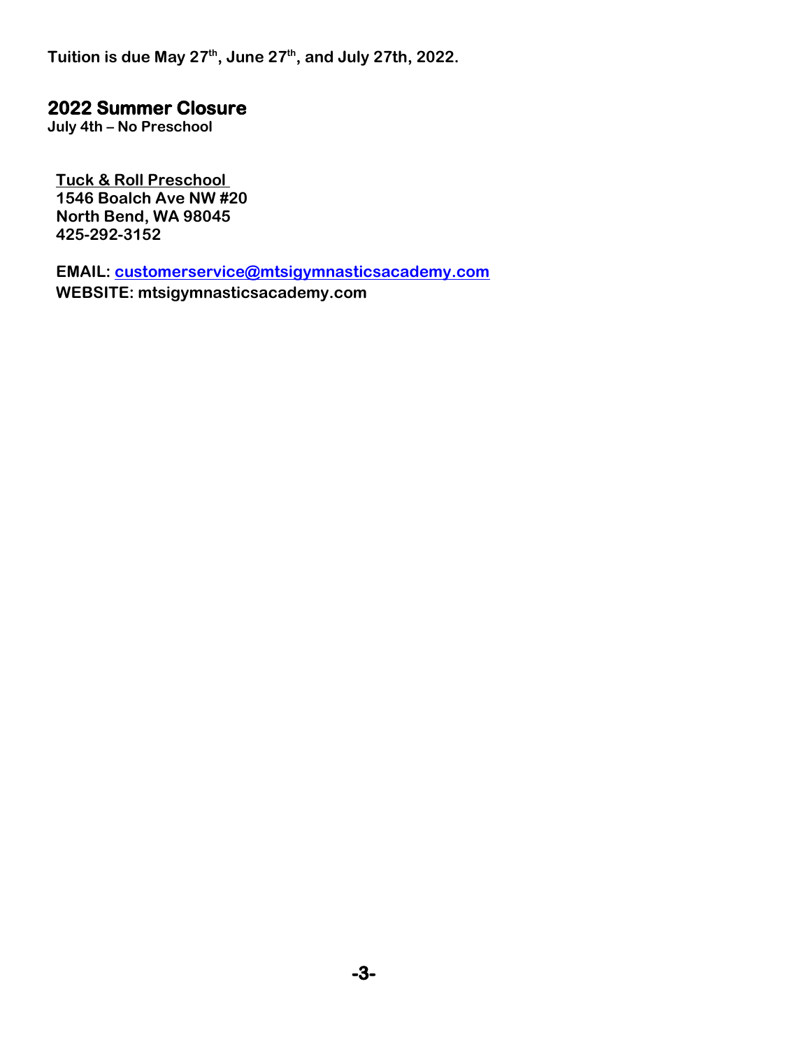**Tuition is due May 27th, June 27th, and July 27th, 2022.**

## 2022 Summer Closure

**July 4th – No Preschool**

**Tuck & Roll Preschool**
**1546 Boalch Ave NW #20**
**North Bend, WA 98045**
**425-292-3152**

**EMAIL: customerservice@mtsigymnasticsacademy.com**
**WEBSITE: mtsigymnasticsacademy.com**